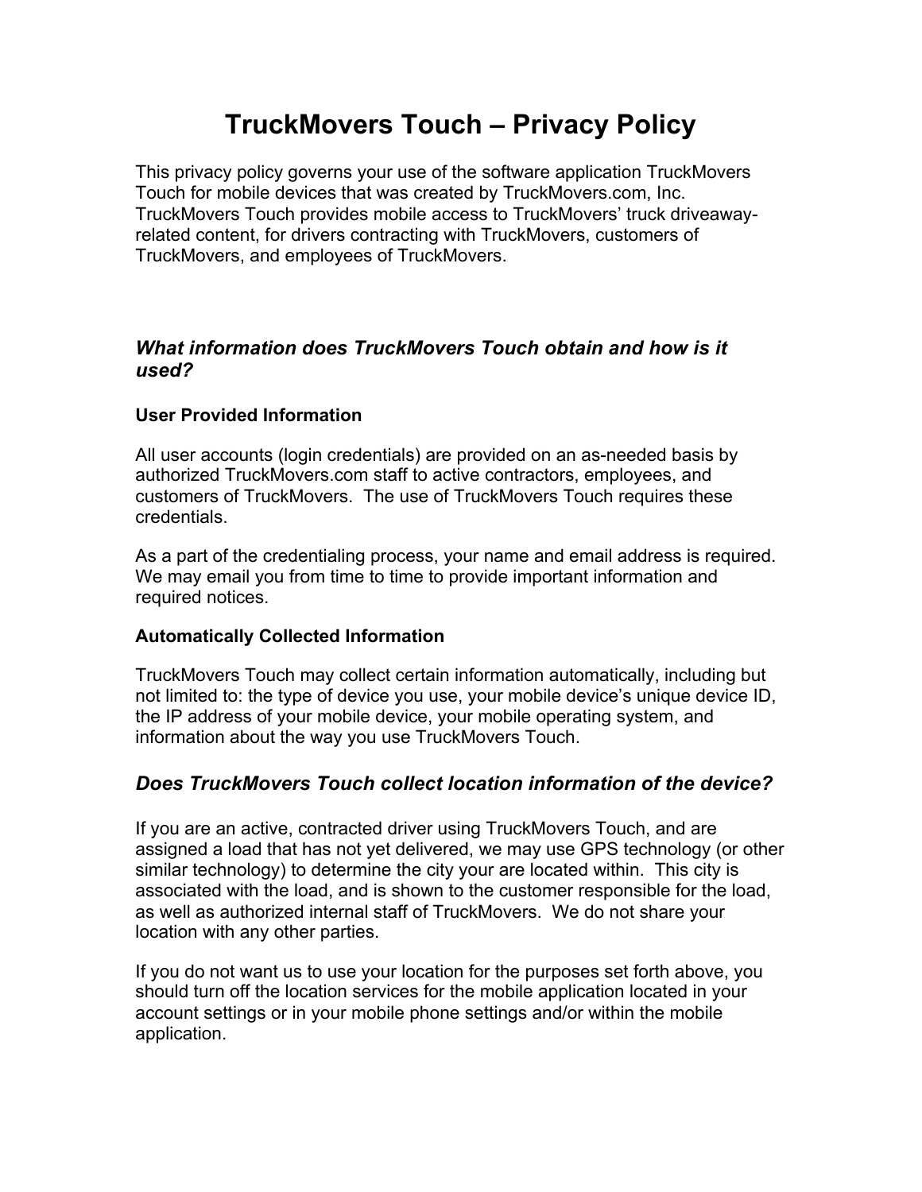# TruckMovers Touch – Privacy Policy

This privacy policy governs your use of the software application TruckMovers Touch for mobile devices that was created by TruckMovers.com, Inc. TruckMovers Touch provides mobile access to TruckMovers' truck driveaway-related content, for drivers contracting with TruckMovers, customers of TruckMovers, and employees of TruckMovers.

## *What information does TruckMovers Touch obtain and how is it used?*

### User Provided Information

All user accounts (login credentials) are provided on an as-needed basis by authorized TruckMovers.com staff to active contractors, employees, and customers of TruckMovers. The use of TruckMovers Touch requires these credentials.

As a part of the credentialing process, your name and email address is required. We may email you from time to time to provide important information and required notices.

### Automatically Collected Information

TruckMovers Touch may collect certain information automatically, including but not limited to: the type of device you use, your mobile device's unique device ID, the IP address of your mobile device, your mobile operating system, and information about the way you use TruckMovers Touch.

## *Does TruckMovers Touch collect location information of the device?*

If you are an active, contracted driver using TruckMovers Touch, and are assigned a load that has not yet delivered, we may use GPS technology (or other similar technology) to determine the city your are located within. This city is associated with the load, and is shown to the customer responsible for the load, as well as authorized internal staff of TruckMovers. We do not share your location with any other parties.

If you do not want us to use your location for the purposes set forth above, you should turn off the location services for the mobile application located in your account settings or in your mobile phone settings and/or within the mobile application.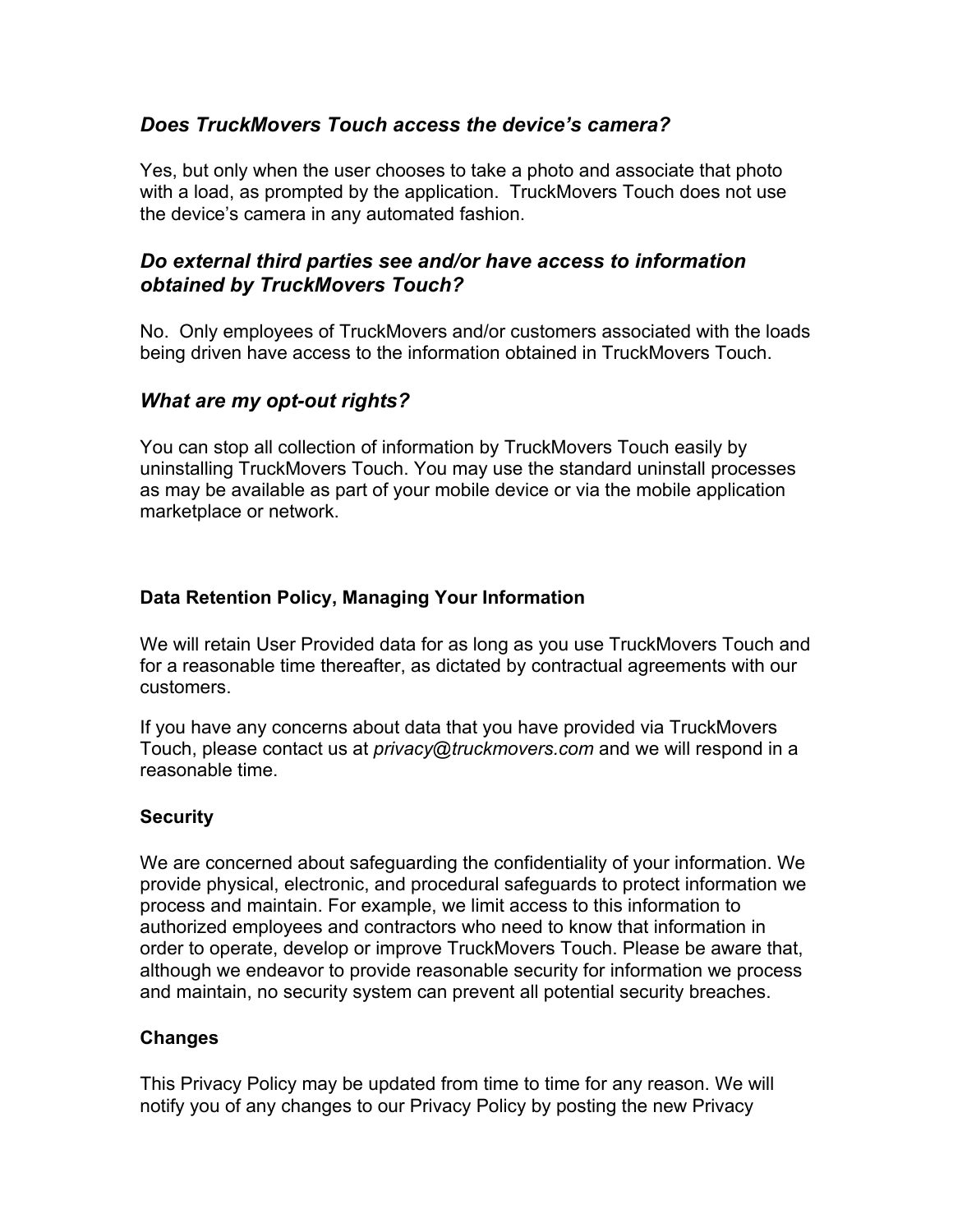### *Does TruckMovers Touch access the device's camera?*

Yes, but only when the user chooses to take a photo and associate that photo with a load, as prompted by the application. TruckMovers Touch does not use the device's camera in any automated fashion.

### *Do external third parties see and/or have access to information obtained by TruckMovers Touch?*

No. Only employees of TruckMovers and/or customers associated with the loads being driven have access to the information obtained in TruckMovers Touch.

### *What are my opt-out rights?*

You can stop all collection of information by TruckMovers Touch easily by uninstalling TruckMovers Touch. You may use the standard uninstall processes as may be available as part of your mobile device or via the mobile application marketplace or network.

**Data Retention Policy, Managing Your Information**

We will retain User Provided data for as long as you use TruckMovers Touch and for a reasonable time thereafter, as dictated by contractual agreements with our customers.

If you have any concerns about data that you have provided via TruckMovers Touch, please contact us at *privacy@truckmovers.com* and we will respond in a reasonable time.

**Security**

We are concerned about safeguarding the confidentiality of your information. We provide physical, electronic, and procedural safeguards to protect information we process and maintain. For example, we limit access to this information to authorized employees and contractors who need to know that information in order to operate, develop or improve TruckMovers Touch. Please be aware that, although we endeavor to provide reasonable security for information we process and maintain, no security system can prevent all potential security breaches.

**Changes**

This Privacy Policy may be updated from time to time for any reason. We will notify you of any changes to our Privacy Policy by posting the new Privacy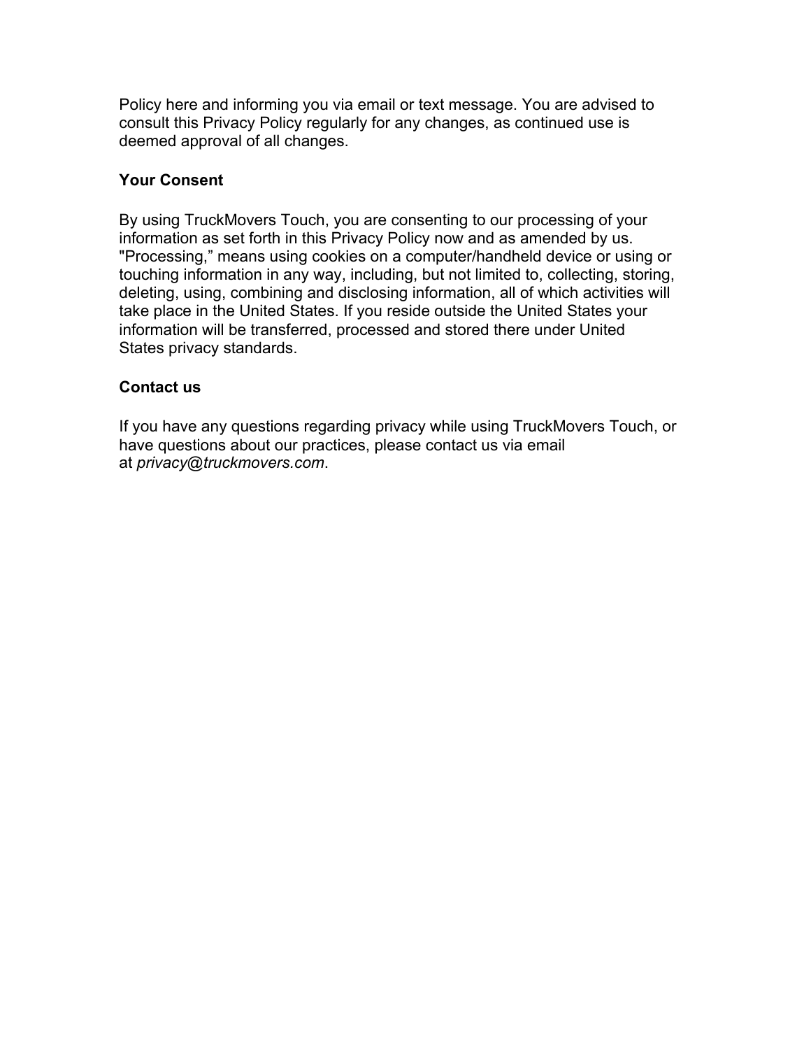Policy here and informing you via email or text message. You are advised to consult this Privacy Policy regularly for any changes, as continued use is deemed approval of all changes.

**Your Consent**

By using TruckMovers Touch, you are consenting to our processing of your information as set forth in this Privacy Policy now and as amended by us. "Processing," means using cookies on a computer/handheld device or using or touching information in any way, including, but not limited to, collecting, storing, deleting, using, combining and disclosing information, all of which activities will take place in the United States. If you reside outside the United States your information will be transferred, processed and stored there under United States privacy standards.

**Contact us**

If you have any questions regarding privacy while using TruckMovers Touch, or have questions about our practices, please contact us via email at *privacy@truckmovers.com*.